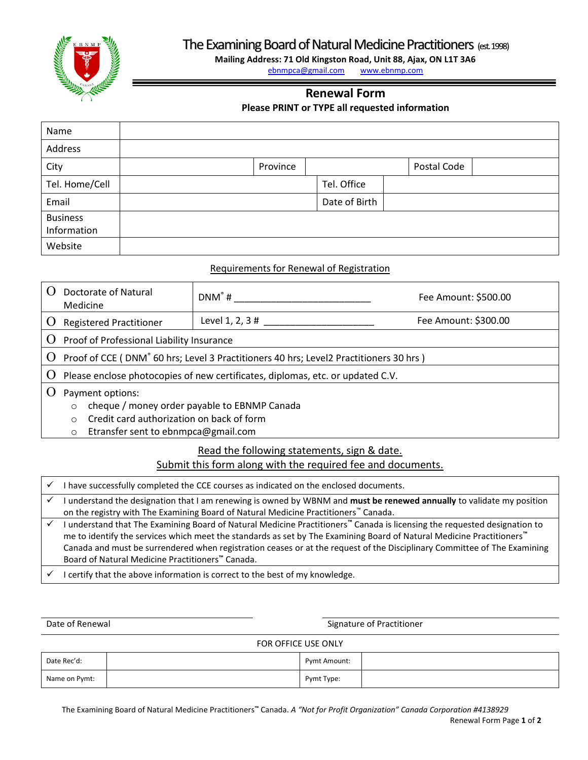# The Examining Board of Natural Medicine Practitioners (est. 1998)

**Mailing Address: 71 Old Kingston Road, Unit 88, Ajax, ON L1T 3A6**

ebnmpca@gmail.com www.ebnmp.com

## Renewal Form

**Please PRINT or TYPE all requested information**

| | | | | | |
|---|---|---|---|---|---|
| Name | | | | | |
| Address | | | | | |
| City | | Province | | Postal Code | |
| Tel. Home/Cell | | | Tel. Office | | |
| Email | | | Date of Birth | | |
| Business Information | | | | | |
| Website | | | | | |

Requirements for Renewal of Registration

| | | |
|---|---|---|
| O Doctorate of Natural Medicine | DNM® # ___________________________ | Fee Amount: $500.00 |
| O Registered Practitioner | Level 1, 2, 3 # ______________________ | Fee Amount: $300.00 |

- O Proof of Professional Liability Insurance
- O Proof of CCE ( DNM® 60 hrs; Level 3 Practitioners 40 hrs; Level2 Practitioners 30 hrs )
- O Please enclose photocopies of new certificates, diplomas, etc. or updated C.V.
- O Payment options:
  - cheque / money order payable to EBNMP Canada
  - Credit card authorization on back of form
  - Etransfer sent to ebnmpca@gmail.com

Read the following statements, sign & date.
Submit this form along with the required fee and documents.

- ✓ I have successfully completed the CCE courses as indicated on the enclosed documents.
- ✓ I understand the designation that I am renewing is owned by WBNM and **must be renewed annually** to validate my position on the registry with The Examining Board of Natural Medicine Practitioners™ Canada.
- ✓ I understand that The Examining Board of Natural Medicine Practitioners™ Canada is licensing the requested designation to me to identify the services which meet the standards as set by The Examining Board of Natural Medicine Practitioners™ Canada and must be surrendered when registration ceases or at the request of the Disciplinary Committee of The Examining Board of Natural Medicine Practitioners™ Canada.
- ✓ I certify that the above information is correct to the best of my knowledge.

Date of Renewal ______________________ Signature of Practitioner ______________________

FOR OFFICE USE ONLY

| | | | |
|---|---|---|---|
| Date Rec'd: | | Pymt Amount: | |
| Name on Pymt: | | Pymt Type: | |

The Examining Board of Natural Medicine Practitioners™ Canada. *A "Not for Profit Organization" Canada Corporation #4138929*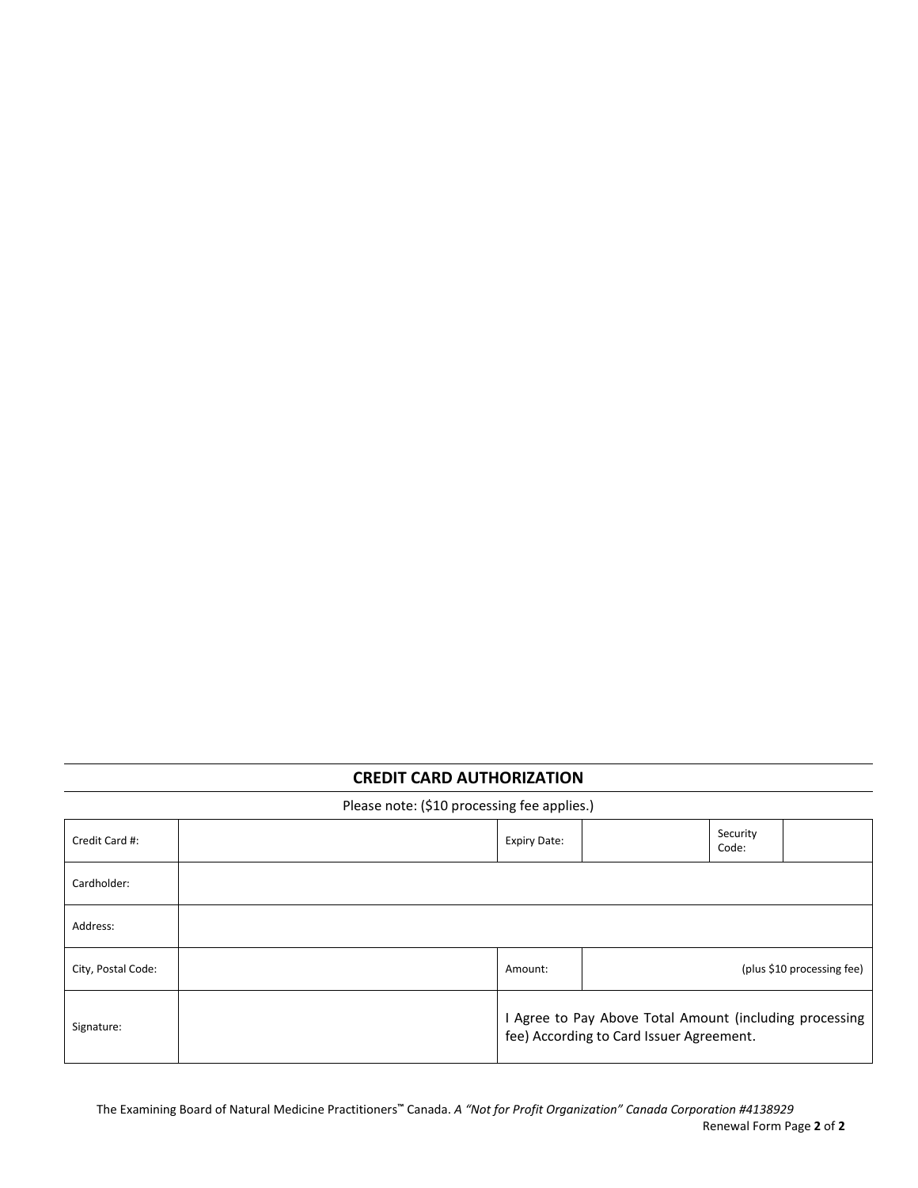## CREDIT CARD AUTHORIZATION

Please note: ($10 processing fee applies.)

| | | | | | |
|---|---|---|---|---|---|
| Credit Card #: | | Expiry Date: | | Security Code: | |
| Cardholder: | | | | | |
| Address: | | | | | |
| City, Postal Code: | | Amount: | (plus $10 processing fee) | | |
| Signature: | | I Agree to Pay Above Total Amount (including processing fee) According to Card Issuer Agreement. | | | |

The Examining Board of Natural Medicine Practitioners™ Canada. *A "Not for Profit Organization" Canada Corporation #4138929*